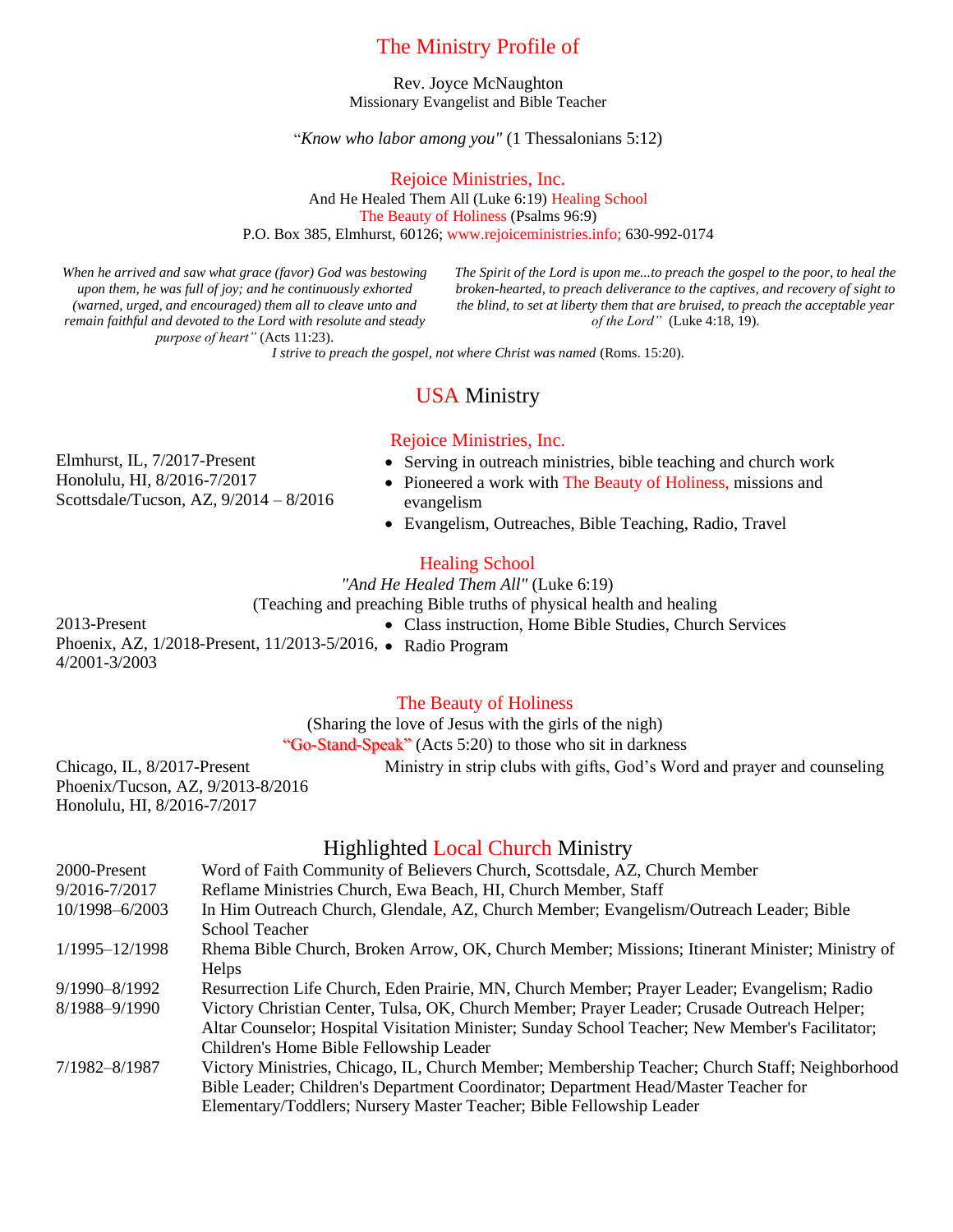# The Ministry Profile of

Rev. Joyce McNaughton
Missionary Evangelist and Bible Teacher

"*Know who labor among you"* (1 Thessalonians 5:12)

## Rejoice Ministries, Inc.

And He Healed Them All (Luke 6:19) Healing School
The Beauty of Holiness (Psalms 96:9)
P.O. Box 385, Elmhurst, 60126; www.rejoiceministries.info; 630-992-0174

*When he arrived and saw what grace (favor) God was bestowing upon them, he was full of joy; and he continuously exhorted (warned, urged, and encouraged) them all to cleave unto and remain faithful and devoted to the Lord with resolute and steady purpose of heart"* (Acts 11:23).

*The Spirit of the Lord is upon me...to preach the gospel to the poor, to heal the broken-hearted, to preach deliverance to the captives, and recovery of sight to the blind, to set at liberty them that are bruised, to preach the acceptable year of the Lord"* (Luke 4:18, 19).

*I strive to preach the gospel, not where Christ was named* (Roms. 15:20).

## USA Ministry

### Rejoice Ministries, Inc.

Elmhurst, IL, 7/2017-Present
Honolulu, HI, 8/2016-7/2017
Scottsdale/Tucson, AZ, 9/2014 – 8/2016

- Serving in outreach ministries, bible teaching and church work
- Pioneered a work with The Beauty of Holiness, missions and evangelism
- Evangelism, Outreaches, Bible Teaching, Radio, Travel

### Healing School

*"And He Healed Them All"* (Luke 6:19)
(Teaching and preaching Bible truths of physical health and healing

2013-Present
Phoenix, AZ, 1/2018-Present, 11/2013-5/2016, 4/2001-3/2003

- Class instruction, Home Bible Studies, Church Services
- Radio Program

### The Beauty of Holiness

(Sharing the love of Jesus with the girls of the nigh)
"Go-Stand-Speak" (Acts 5:20) to those who sit in darkness

Chicago, IL, 8/2017-Present
Phoenix/Tucson, AZ, 9/2013-8/2016
Honolulu, HI, 8/2016-7/2017

Ministry in strip clubs with gifts, God's Word and prayer and counseling

## Highlighted Local Church Ministry

| | |
|---|---|
| 2000-Present | Word of Faith Community of Believers Church, Scottsdale, AZ, Church Member |
| 9/2016-7/2017 | Reflame Ministries Church, Ewa Beach, HI, Church Member, Staff |
| 10/1998–6/2003 | In Him Outreach Church, Glendale, AZ, Church Member; Evangelism/Outreach Leader; Bible School Teacher |
| 1/1995–12/1998 | Rhema Bible Church, Broken Arrow, OK, Church Member; Missions; Itinerant Minister; Ministry of Helps |
| 9/1990–8/1992 | Resurrection Life Church, Eden Prairie, MN, Church Member; Prayer Leader; Evangelism; Radio |
| 8/1988–9/1990 | Victory Christian Center, Tulsa, OK, Church Member; Prayer Leader; Crusade Outreach Helper; Altar Counselor; Hospital Visitation Minister; Sunday School Teacher; New Member's Facilitator; Children's Home Bible Fellowship Leader |
| 7/1982–8/1987 | Victory Ministries, Chicago, IL, Church Member; Membership Teacher; Church Staff; Neighborhood Bible Leader; Children's Department Coordinator; Department Head/Master Teacher for Elementary/Toddlers; Nursery Master Teacher; Bible Fellowship Leader |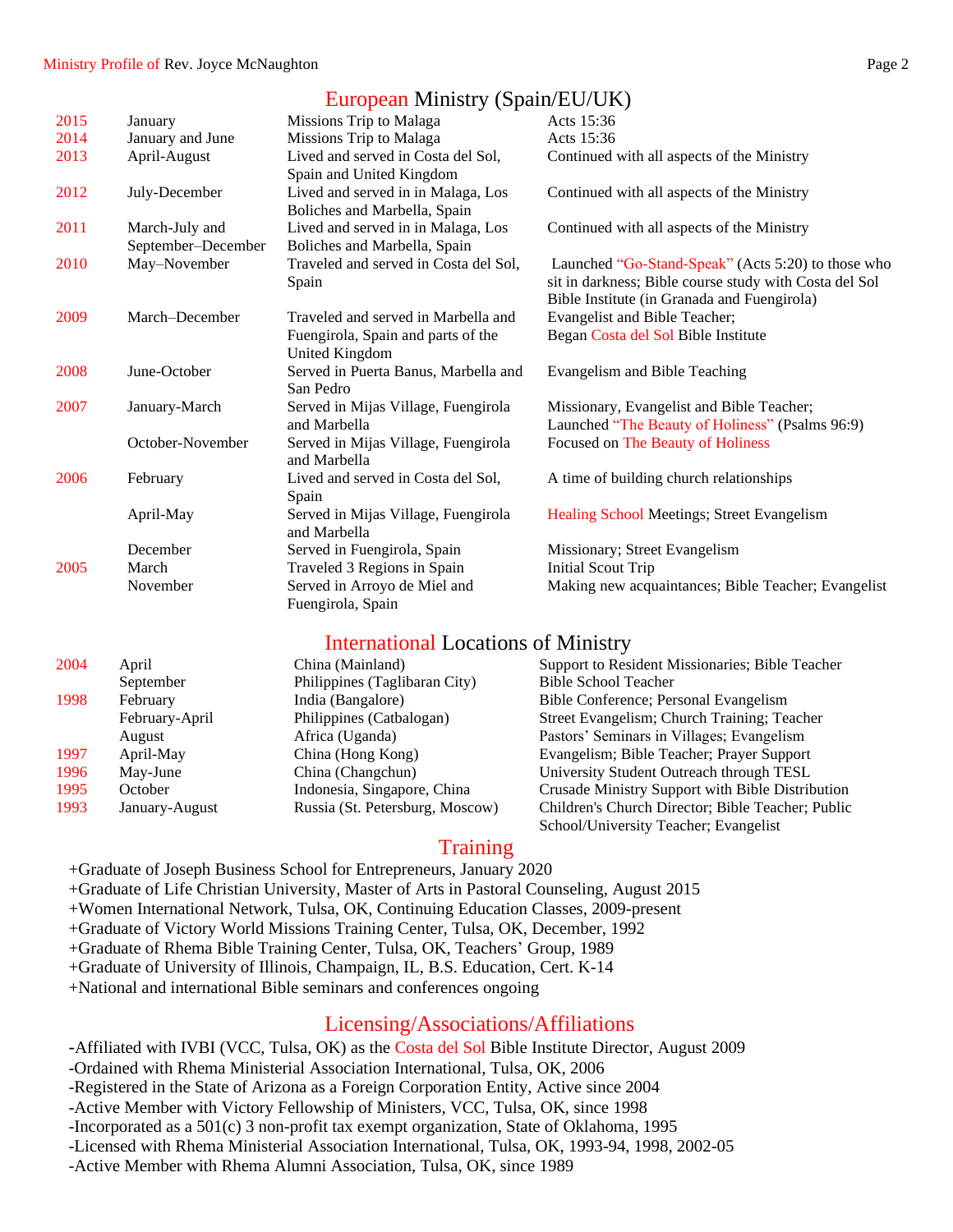## European Ministry (Spain/EU/UK)

| | | | |
|---|---|---|---|
| 2015 | January | Missions Trip to Malaga | Acts 15:36 |
| 2014 | January and June | Missions Trip to Malaga | Acts 15:36 |
| 2013 | April-August | Lived and served in Costa del Sol, Spain and United Kingdom | Continued with all aspects of the Ministry |
| 2012 | July-December | Lived and served in in Malaga, Los Boliches and Marbella, Spain | Continued with all aspects of the Ministry |
| 2011 | March-July and September–December | Lived and served in in Malaga, Los Boliches and Marbella, Spain | Continued with all aspects of the Ministry |
| 2010 | May–November | Traveled and served in Costa del Sol, Spain | Launched "Go-Stand-Speak" (Acts 5:20) to those who sit in darkness; Bible course study with Costa del Sol Bible Institute (in Granada and Fuengirola) |
| 2009 | March–December | Traveled and served in Marbella and Fuengirola, Spain and parts of the United Kingdom | Evangelist and Bible Teacher; Began Costa del Sol Bible Institute |
| 2008 | June-October | Served in Puerta Banus, Marbella and San Pedro | Evangelism and Bible Teaching |
| 2007 | January-March | Served in Mijas Village, Fuengirola and Marbella | Missionary, Evangelist and Bible Teacher; Launched "The Beauty of Holiness" (Psalms 96:9) |
| | October-November | Served in Mijas Village, Fuengirola and Marbella | Focused on The Beauty of Holiness |
| 2006 | February | Lived and served in Costa del Sol, Spain | A time of building church relationships |
| | April-May | Served in Mijas Village, Fuengirola and Marbella | Healing School Meetings; Street Evangelism |
| | December | Served in Fuengirola, Spain | Missionary; Street Evangelism |
| 2005 | March | Traveled 3 Regions in Spain | Initial Scout Trip |
| | November | Served in Arroyo de Miel and Fuengirola, Spain | Making new acquaintances; Bible Teacher; Evangelist |

## International Locations of Ministry

| | | | |
|---|---|---|---|
| 2004 | April | China (Mainland) | Support to Resident Missionaries; Bible Teacher |
| | September | Philippines (Taglibaran City) | Bible School Teacher |
| 1998 | February | India (Bangalore) | Bible Conference; Personal Evangelism |
| | February-April | Philippines (Catbalogan) | Street Evangelism; Church Training; Teacher |
| | August | Africa (Uganda) | Pastors' Seminars in Villages; Evangelism |
| 1997 | April-May | China (Hong Kong) | Evangelism; Bible Teacher; Prayer Support |
| 1996 | May-June | China (Changchun) | University Student Outreach through TESL |
| 1995 | October | Indonesia, Singapore, China | Crusade Ministry Support with Bible Distribution |
| 1993 | January-August | Russia (St. Petersburg, Moscow) | Children's Church Director; Bible Teacher; Public School/University Teacher; Evangelist |

## Training

+Graduate of Joseph Business School for Entrepreneurs, January 2020
+Graduate of Life Christian University, Master of Arts in Pastoral Counseling, August 2015
+Women International Network, Tulsa, OK, Continuing Education Classes, 2009-present
+Graduate of Victory World Missions Training Center, Tulsa, OK, December, 1992
+Graduate of Rhema Bible Training Center, Tulsa, OK, Teachers' Group, 1989
+Graduate of University of Illinois, Champaign, IL, B.S. Education, Cert. K-14
+National and international Bible seminars and conferences ongoing

## Licensing/Associations/Affiliations

-Affiliated with IVBI (VCC, Tulsa, OK) as the Costa del Sol Bible Institute Director, August 2009
-Ordained with Rhema Ministerial Association International, Tulsa, OK, 2006
-Registered in the State of Arizona as a Foreign Corporation Entity, Active since 2004
-Active Member with Victory Fellowship of Ministers, VCC, Tulsa, OK, since 1998
-Incorporated as a 501(c) 3 non-profit tax exempt organization, State of Oklahoma, 1995
-Licensed with Rhema Ministerial Association International, Tulsa, OK, 1993-94, 1998, 2002-05
-Active Member with Rhema Alumni Association, Tulsa, OK, since 1989